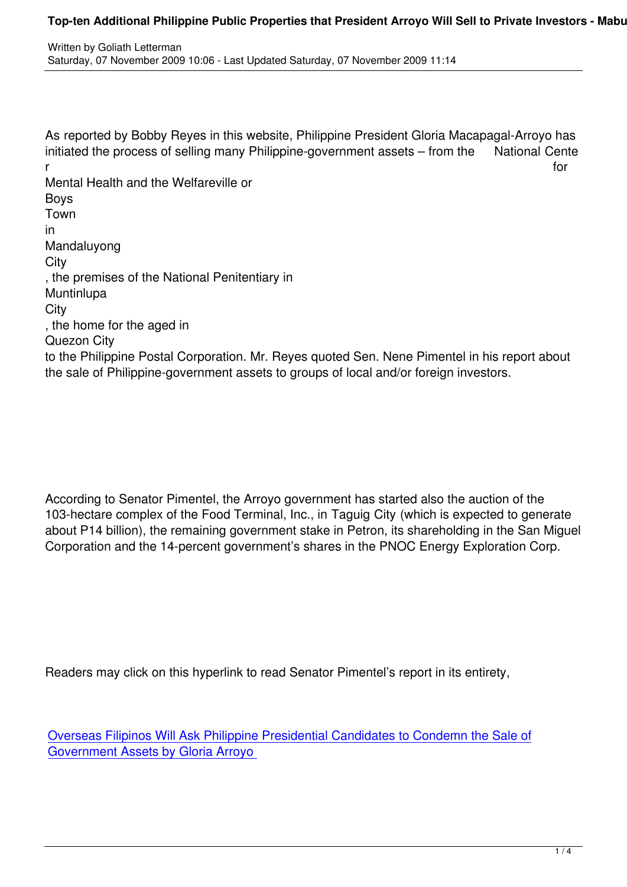Written by Goliath Letterman
Saturday, 07 November 2009 10:06 - Last Updated Saturday, 07 November 2009 11:14

As reported by Bobby Reyes in this website, Philippine President Gloria Macapagal-Arroyo has initiated the process of selling many Philippine-government assets – from the National Center for Mental Health and the Welfareville or Boys Town in Mandaluyong City, the premises of the National Penitentiary in Muntinlupa City, the home for the aged in Quezon City to the Philippine Postal Corporation. Mr. Reyes quoted Sen. Nene Pimentel in his report about the sale of Philippine-government assets to groups of local and/or foreign investors.

According to Senator Pimentel, the Arroyo government has started also the auction of the 103-hectare complex of the Food Terminal, Inc., in Taguig City (which is expected to generate about P14 billion), the remaining government stake in Petron, its shareholding in the San Miguel Corporation and the 14-percent government's shares in the PNOC Energy Exploration Corp.

Readers may click on this hyperlink to read Senator Pimentel's report in its entirety,

Overseas Filipinos Will Ask Philippine Presidential Candidates to Condemn the Sale of Government Assets by Gloria Arroyo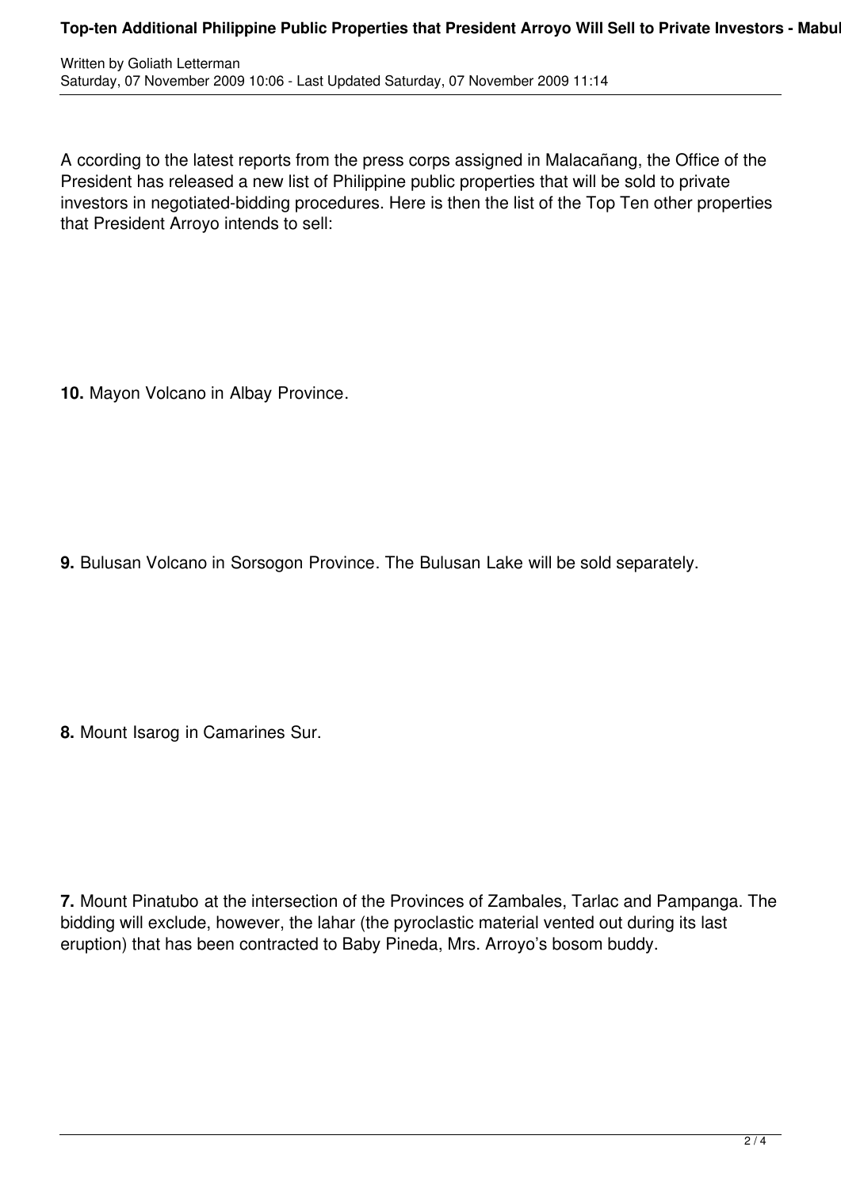A ccording to the latest reports from the press corps assigned in Malacañang, the Office of the President has released a new list of Philippine public properties that will be sold to private investors in negotiated-bidding procedures. Here is then the list of the Top Ten other properties that President Arroyo intends to sell:

**10.** Mayon Volcano in Albay Province.

**9.** Bulusan Volcano in Sorsogon Province. The Bulusan Lake will be sold separately.

**8.** Mount Isarog in Camarines Sur.

**7.** Mount Pinatubo at the intersection of the Provinces of Zambales, Tarlac and Pampanga. The bidding will exclude, however, the lahar (the pyroclastic material vented out during its last eruption) that has been contracted to Baby Pineda, Mrs. Arroyo's bosom buddy.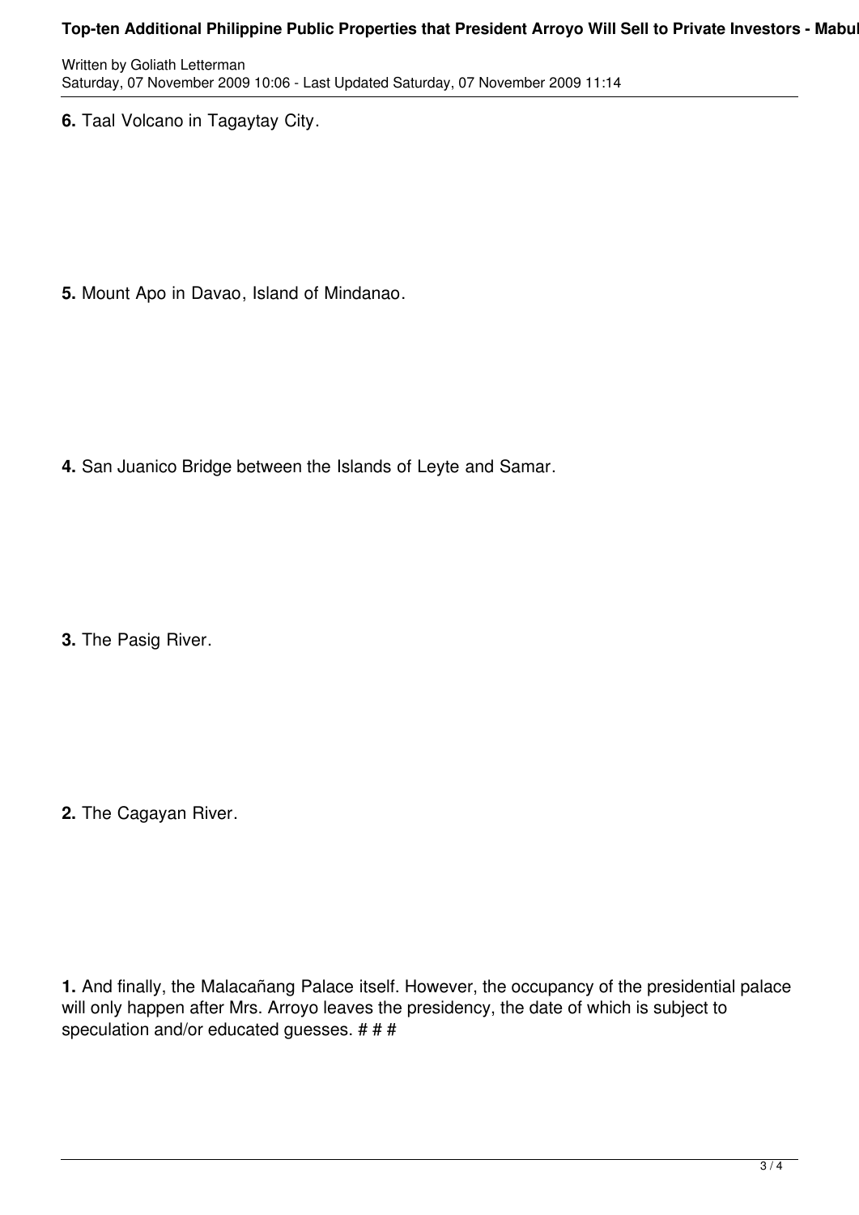**6.** Taal Volcano in Tagaytay City.

**5.** Mount Apo in Davao, Island of Mindanao.

**4.** San Juanico Bridge between the Islands of Leyte and Samar.

**3.** The Pasig River.

**2.** The Cagayan River.

**1.** And finally, the Malacañang Palace itself. However, the occupancy of the presidential palace will only happen after Mrs. Arroyo leaves the presidency, the date of which is subject to speculation and/or educated guesses. # # #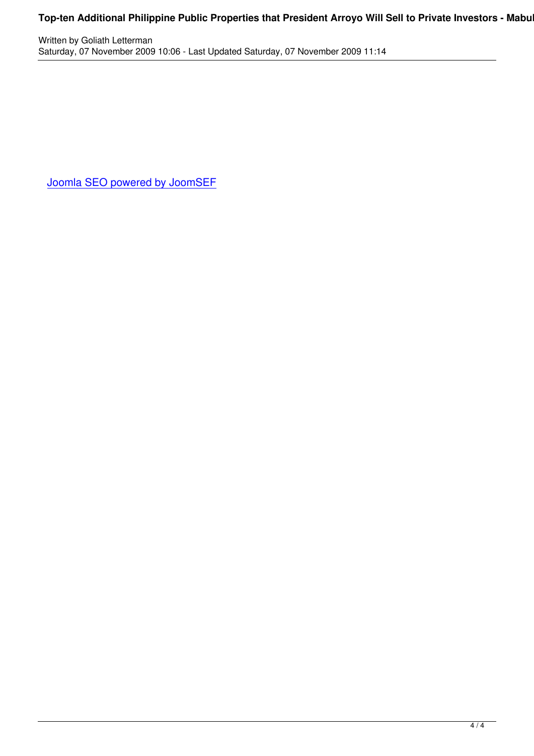[Joomla SEO powered by JoomSEF]